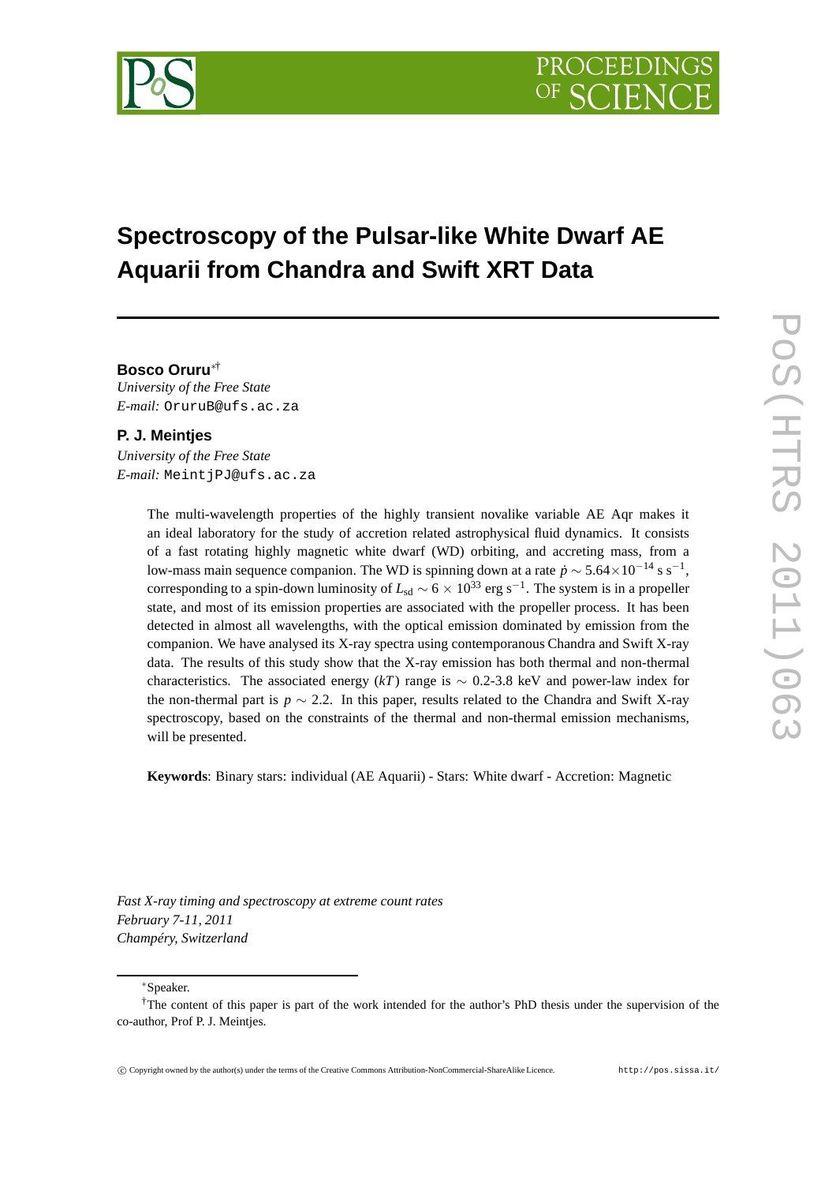# Spectroscopy of the Pulsar-like White Dwarf AE Aquarii from Chandra and Swift XRT Data

**Bosco Oruru**[∗†]
*University of the Free State*
*E-mail:* `OruruB@ufs.ac.za`

**P. J. Meintjes**
*University of the Free State*
*E-mail:* `MeintjPJ@ufs.ac.za`

The multi-wavelength properties of the highly transient novalike variable AE Aqr makes it an ideal laboratory for the study of accretion related astrophysical fluid dynamics. It consists of a fast rotating highly magnetic white dwarf (WD) orbiting, and accreting mass, from a low-mass main sequence companion. The WD is spinning down at a rate $\dot{p} \sim 5.64 \times 10^{-14}$ s s$^{-1}$, corresponding to a spin-down luminosity of $L_{\rm sd} \sim 6 \times 10^{33}$ erg s$^{-1}$. The system is in a propeller state, and most of its emission properties are associated with the propeller process. It has been detected in almost all wavelengths, with the optical emission dominated by emission from the companion. We have analysed its X-ray spectra using contemporanous Chandra and Swift X-ray data. The results of this study show that the X-ray emission has both thermal and non-thermal characteristics. The associated energy ($kT$) range is $\sim$ 0.2-3.8 keV and power-law index for the non-thermal part is $p \sim 2.2$. In this paper, results related to the Chandra and Swift X-ray spectroscopy, based on the constraints of the thermal and non-thermal emission mechanisms, will be presented.

**Keywords**: Binary stars: individual (AE Aquarii) - Stars: White dwarf - Accretion: Magnetic

*Fast X-ray timing and spectroscopy at extreme count rates*
*February 7-11, 2011*
*Champéry, Switzerland*

---

∗Speaker.

†The content of this paper is part of the work intended for the author's PhD thesis under the supervision of the co-author, Prof P. J. Meintjes.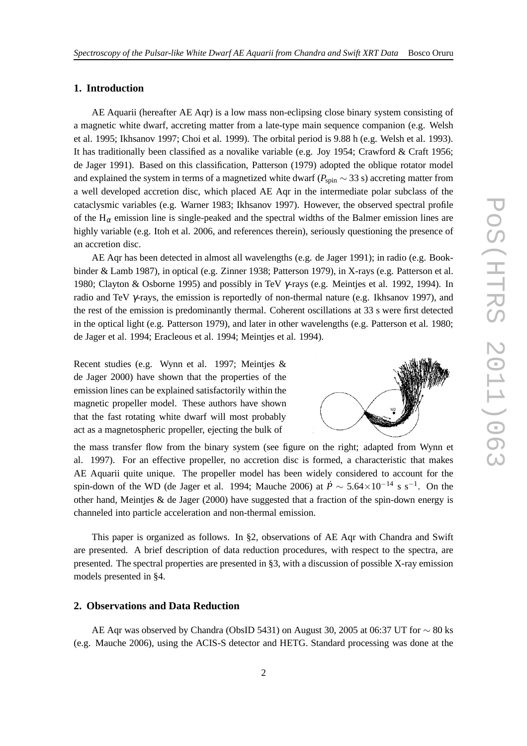## 1. Introduction

AE Aquarii (hereafter AE Aqr) is a low mass non-eclipsing close binary system consisting of a magnetic white dwarf, accreting matter from a late-type main sequence companion (e.g. Welsh et al. 1995; Ikhsanov 1997; Choi et al. 1999). The orbital period is 9.88 h (e.g. Welsh et al. 1993). It has traditionally been classified as a novalike variable (e.g. Joy 1954; Crawford & Craft 1956; de Jager 1991). Based on this classification, Patterson (1979) adopted the oblique rotator model and explained the system in terms of a magnetized white dwarf ($P_{\rm spin} \sim 33$ s) accreting matter from a well developed accretion disc, which placed AE Aqr in the intermediate polar subclass of the cataclysmic variables (e.g. Warner 1983; Ikhsanov 1997). However, the observed spectral profile of the $H_\alpha$ emission line is single-peaked and the spectral widths of the Balmer emission lines are highly variable (e.g. Itoh et al. 2006, and references therein), seriously questioning the presence of an accretion disc.

AE Aqr has been detected in almost all wavelengths (e.g. de Jager 1991); in radio (e.g. Bookbinder & Lamb 1987), in optical (e.g. Zinner 1938; Patterson 1979), in X-rays (e.g. Patterson et al. 1980; Clayton & Osborne 1995) and possibly in TeV $\gamma$-rays (e.g. Meintjes et al. 1992, 1994). In radio and TeV $\gamma$-rays, the emission is reportedly of non-thermal nature (e.g. Ikhsanov 1997), and the rest of the emission is predominantly thermal. Coherent oscillations at 33 s were first detected in the optical light (e.g. Patterson 1979), and later in other wavelengths (e.g. Patterson et al. 1980; de Jager et al. 1994; Eracleous et al. 1994; Meintjes et al. 1994).

Recent studies (e.g. Wynn et al. 1997; Meintjes & de Jager 2000) have shown that the properties of the emission lines can be explained satisfactorily within the magnetic propeller model. These authors have shown that the fast rotating white dwarf will most probably act as a magnetospheric propeller, ejecting the bulk of the mass transfer flow from the binary system (see figure on the right; adapted from Wynn et al. 1997). For an effective propeller, no accretion disc is formed, a characteristic that makes AE Aquarii quite unique. The propeller model has been widely considered to account for the spin-down of the WD (de Jager et al. 1994; Mauche 2006) at $\dot{P} \sim 5.64\times10^{-14}$ s s$^{-1}$. On the other hand, Meintjes & de Jager (2000) have suggested that a fraction of the spin-down energy is channeled into particle acceleration and non-thermal emission.

This paper is organized as follows. In §2, observations of AE Aqr with Chandra and Swift are presented. A brief description of data reduction procedures, with respect to the spectra, are presented. The spectral properties are presented in §3, with a discussion of possible X-ray emission models presented in §4.

## 2. Observations and Data Reduction

AE Aqr was observed by Chandra (ObsID 5431) on August 30, 2005 at 06:37 UT for $\sim 80$ ks (e.g. Mauche 2006), using the ACIS-S detector and HETG. Standard processing was done at the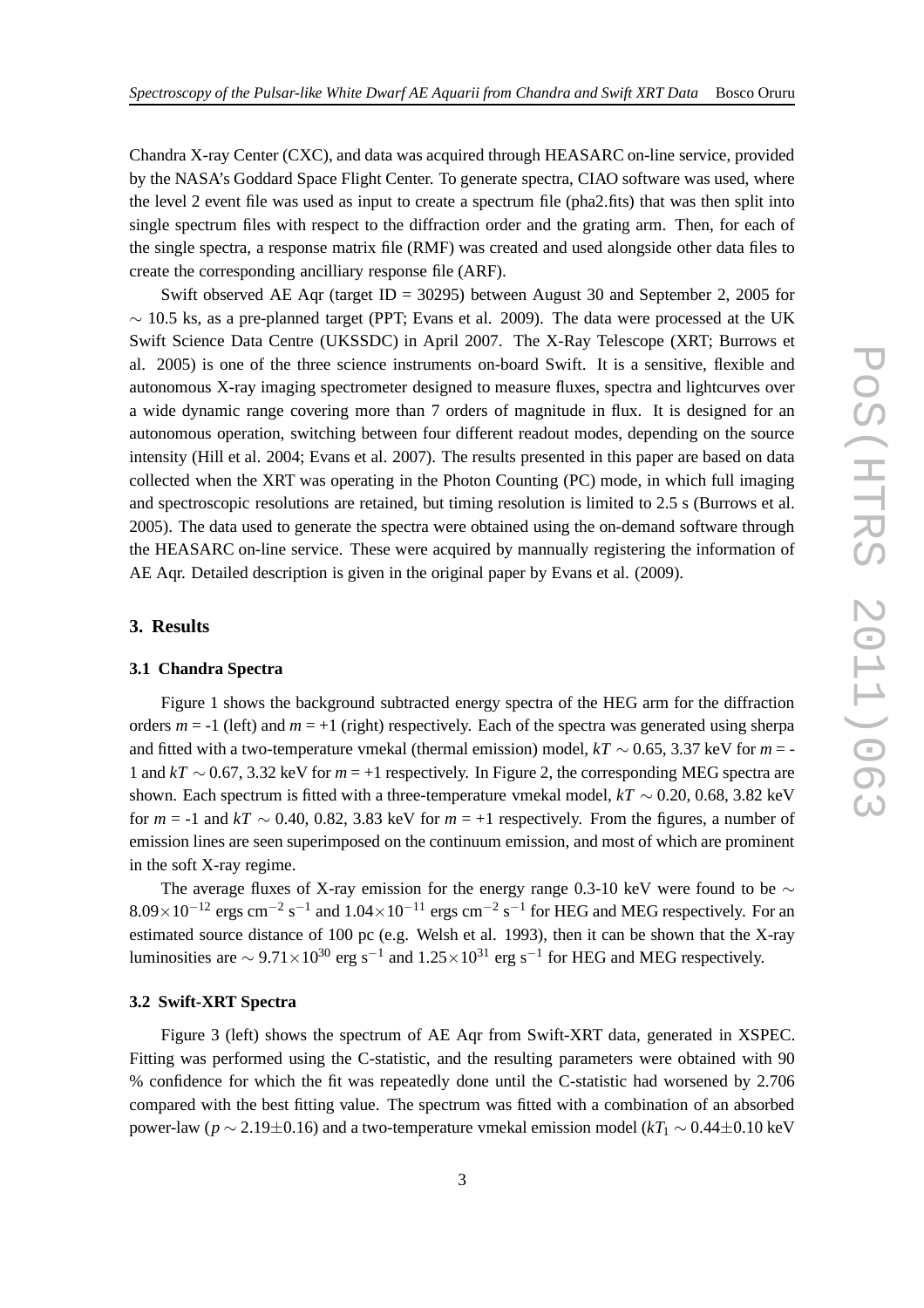Chandra X-ray Center (CXC), and data was acquired through HEASARC on-line service, provided by the NASA's Goddard Space Flight Center. To generate spectra, CIAO software was used, where the level 2 event file was used as input to create a spectrum file (pha2.fits) that was then split into single spectrum files with respect to the diffraction order and the grating arm. Then, for each of the single spectra, a response matrix file (RMF) was created and used alongside other data files to create the corresponding ancilliary response file (ARF).

Swift observed AE Aqr (target ID = 30295) between August 30 and September 2, 2005 for $\sim$ 10.5 ks, as a pre-planned target (PPT; Evans et al. 2009). The data were processed at the UK Swift Science Data Centre (UKSSDC) in April 2007. The X-Ray Telescope (XRT; Burrows et al. 2005) is one of the three science instruments on-board Swift. It is a sensitive, flexible and autonomous X-ray imaging spectrometer designed to measure fluxes, spectra and lightcurves over a wide dynamic range covering more than 7 orders of magnitude in flux. It is designed for an autonomous operation, switching between four different readout modes, depending on the source intensity (Hill et al. 2004; Evans et al. 2007). The results presented in this paper are based on data collected when the XRT was operating in the Photon Counting (PC) mode, in which full imaging and spectroscopic resolutions are retained, but timing resolution is limited to 2.5 s (Burrows et al. 2005). The data used to generate the spectra were obtained using the on-demand software through the HEASARC on-line service. These were acquired by mannually registering the information of AE Aqr. Detailed description is given in the original paper by Evans et al. (2009).

## 3. Results

### 3.1 Chandra Spectra

Figure 1 shows the background subtracted energy spectra of the HEG arm for the diffraction orders $m$ = -1 (left) and $m$ = +1 (right) respectively. Each of the spectra was generated using sherpa and fitted with a two-temperature vmekal (thermal emission) model, $kT \sim 0.65$, 3.37 keV for $m$ = -1 and $kT \sim 0.67$, 3.32 keV for $m$ = +1 respectively. In Figure 2, the corresponding MEG spectra are shown. Each spectrum is fitted with a three-temperature vmekal model, $kT \sim 0.20$, 0.68, 3.82 keV for $m$ = -1 and $kT \sim 0.40$, 0.82, 3.83 keV for $m$ = +1 respectively. From the figures, a number of emission lines are seen superimposed on the continuum emission, and most of which are prominent in the soft X-ray regime.

The average fluxes of X-ray emission for the energy range 0.3-10 keV were found to be $\sim 8.09\times10^{-12}$ ergs cm$^{-2}$ s$^{-1}$ and $1.04\times10^{-11}$ ergs cm$^{-2}$ s$^{-1}$ for HEG and MEG respectively. For an estimated source distance of 100 pc (e.g. Welsh et al. 1993), then it can be shown that the X-ray luminosities are $\sim 9.71\times10^{30}$ erg s$^{-1}$ and $1.25\times10^{31}$ erg s$^{-1}$ for HEG and MEG respectively.

### 3.2 Swift-XRT Spectra

Figure 3 (left) shows the spectrum of AE Aqr from Swift-XRT data, generated in XSPEC. Fitting was performed using the C-statistic, and the resulting parameters were obtained with 90 % confidence for which the fit was repeatedly done until the C-statistic had worsened by 2.706 compared with the best fitting value. The spectrum was fitted with a combination of an absorbed power-law ($p \sim 2.19\pm0.16$) and a two-temperature vmekal emission model ($kT_1 \sim 0.44\pm0.10$ keV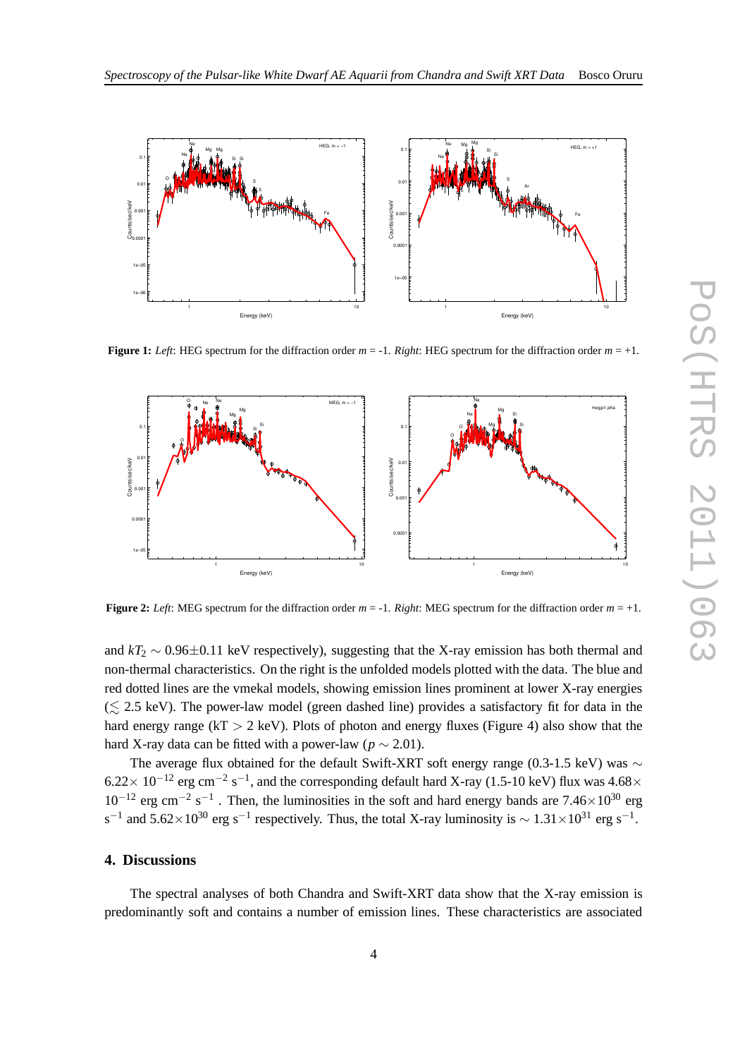**Figure 1:** *Left*: HEG spectrum for the diffraction order $m$ = -1. *Right*: HEG spectrum for the diffraction order $m$ = +1.

**Figure 2:** *Left*: MEG spectrum for the diffraction order $m$ = -1. *Right*: MEG spectrum for the diffraction order $m$ = +1.

and $kT_2 \sim 0.96 \pm 0.11$ keV respectively), suggesting that the X-ray emission has both thermal and non-thermal characteristics. On the right is the unfolded models plotted with the data. The blue and red dotted lines are the vmekal models, showing emission lines prominent at lower X-ray energies ($\lesssim$ 2.5 keV). The power-law model (green dashed line) provides a satisfactory fit for data in the hard energy range (kT > 2 keV). Plots of photon and energy fluxes (Figure 4) also show that the hard X-ray data can be fitted with a power-law ($p \sim 2.01$).

The average flux obtained for the default Swift-XRT soft energy range (0.3-1.5 keV) was $\sim 6.22 \times 10^{-12}$ erg cm$^{-2}$ s$^{-1}$, and the corresponding default hard X-ray (1.5-10 keV) flux was $4.68 \times 10^{-12}$ erg cm$^{-2}$ s$^{-1}$ . Then, the luminosities in the soft and hard energy bands are $7.46 \times 10^{30}$ erg s$^{-1}$ and $5.62 \times 10^{30}$ erg s$^{-1}$ respectively. Thus, the total X-ray luminosity is $\sim 1.31 \times 10^{31}$ erg s$^{-1}$.

## 4. Discussions

The spectral analyses of both Chandra and Swift-XRT data show that the X-ray emission is predominantly soft and contains a number of emission lines. These characteristics are associated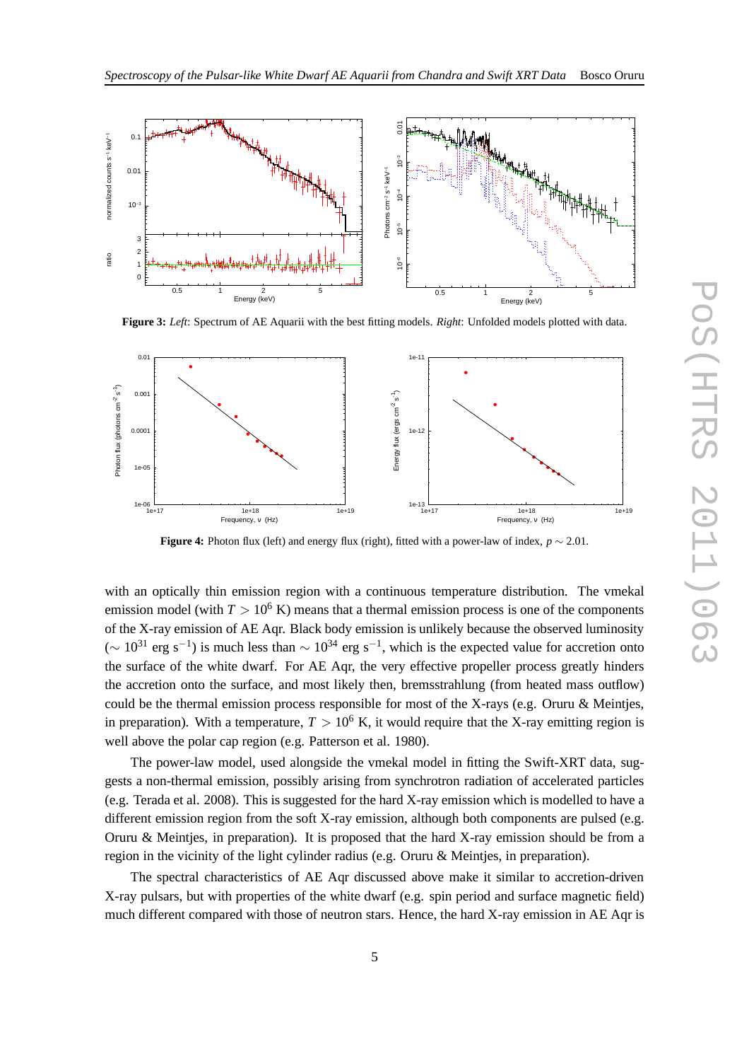**Figure 3:** *Left*: Spectrum of AE Aquarii with the best fitting models. *Right*: Unfolded models plotted with data.

**Figure 4:** Photon flux (left) and energy flux (right), fitted with a power-law of index, $p \sim 2.01$.

with an optically thin emission region with a continuous temperature distribution. The vmekal emission model (with $T > 10^6$ K) means that a thermal emission process is one of the components of the X-ray emission of AE Aqr. Black body emission is unlikely because the observed luminosity ($\sim 10^{31}$ erg s$^{-1}$) is much less than $\sim 10^{34}$ erg s$^{-1}$, which is the expected value for accretion onto the surface of the white dwarf. For AE Aqr, the very effective propeller process greatly hinders the accretion onto the surface, and most likely then, bremsstrahlung (from heated mass outflow) could be the thermal emission process responsible for most of the X-rays (e.g. Oruru & Meintjes, in preparation). With a temperature, $T > 10^6$ K, it would require that the X-ray emitting region is well above the polar cap region (e.g. Patterson et al. 1980).

The power-law model, used alongside the vmekal model in fitting the Swift-XRT data, suggests a non-thermal emission, possibly arising from synchrotron radiation of accelerated particles (e.g. Terada et al. 2008). This is suggested for the hard X-ray emission which is modelled to have a different emission region from the soft X-ray emission, although both components are pulsed (e.g. Oruru & Meintjes, in preparation). It is proposed that the hard X-ray emission should be from a region in the vicinity of the light cylinder radius (e.g. Oruru & Meintjes, in preparation).

The spectral characteristics of AE Aqr discussed above make it similar to accretion-driven X-ray pulsars, but with properties of the white dwarf (e.g. spin period and surface magnetic field) much different compared with those of neutron stars. Hence, the hard X-ray emission in AE Aqr is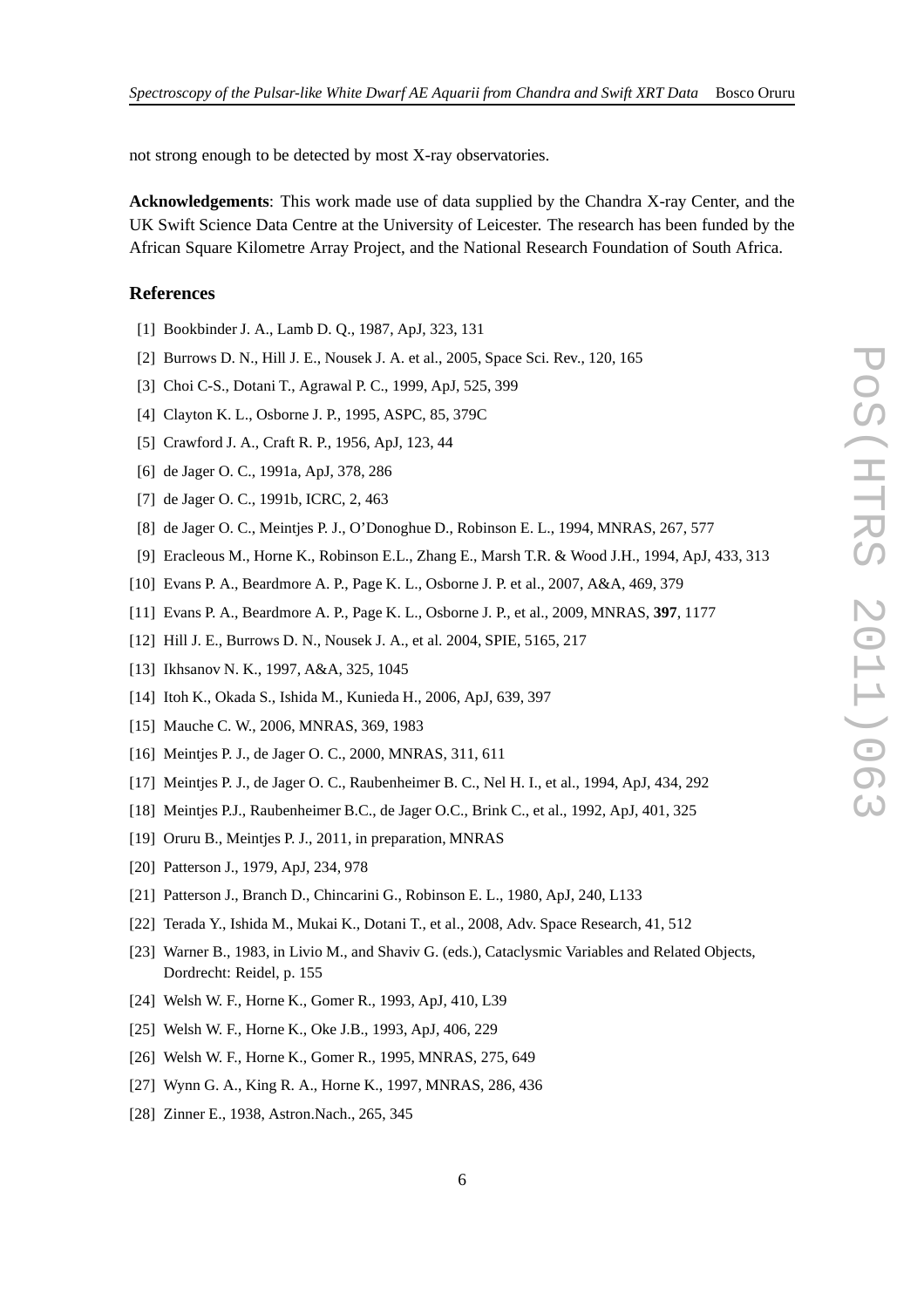not strong enough to be detected by most X-ray observatories.

**Acknowledgements**: This work made use of data supplied by the Chandra X-ray Center, and the UK Swift Science Data Centre at the University of Leicester. The research has been funded by the African Square Kilometre Array Project, and the National Research Foundation of South Africa.

## References

[1] Bookbinder J. A., Lamb D. Q., 1987, ApJ, 323, 131

[2] Burrows D. N., Hill J. E., Nousek J. A. et al., 2005, Space Sci. Rev., 120, 165

[3] Choi C-S., Dotani T., Agrawal P. C., 1999, ApJ, 525, 399

[4] Clayton K. L., Osborne J. P., 1995, ASPC, 85, 379C

[5] Crawford J. A., Craft R. P., 1956, ApJ, 123, 44

[6] de Jager O. C., 1991a, ApJ, 378, 286

[7] de Jager O. C., 1991b, ICRC, 2, 463

[8] de Jager O. C., Meintjes P. J., O'Donoghue D., Robinson E. L., 1994, MNRAS, 267, 577

[9] Eracleous M., Horne K., Robinson E.L., Zhang E., Marsh T.R. & Wood J.H., 1994, ApJ, 433, 313

[10] Evans P. A., Beardmore A. P., Page K. L., Osborne J. P. et al., 2007, A&A, 469, 379

[11] Evans P. A., Beardmore A. P., Page K. L., Osborne J. P., et al., 2009, MNRAS, **397**, 1177

[12] Hill J. E., Burrows D. N., Nousek J. A., et al. 2004, SPIE, 5165, 217

[13] Ikhsanov N. K., 1997, A&A, 325, 1045

[14] Itoh K., Okada S., Ishida M., Kunieda H., 2006, ApJ, 639, 397

[15] Mauche C. W., 2006, MNRAS, 369, 1983

[16] Meintjes P. J., de Jager O. C., 2000, MNRAS, 311, 611

[17] Meintjes P. J., de Jager O. C., Raubenheimer B. C., Nel H. I., et al., 1994, ApJ, 434, 292

[18] Meintjes P.J., Raubenheimer B.C., de Jager O.C., Brink C., et al., 1992, ApJ, 401, 325

[19] Oruru B., Meintjes P. J., 2011, in preparation, MNRAS

[20] Patterson J., 1979, ApJ, 234, 978

[21] Patterson J., Branch D., Chincarini G., Robinson E. L., 1980, ApJ, 240, L133

[22] Terada Y., Ishida M., Mukai K., Dotani T., et al., 2008, Adv. Space Research, 41, 512

[23] Warner B., 1983, in Livio M., and Shaviv G. (eds.), Cataclysmic Variables and Related Objects, Dordrecht: Reidel, p. 155

[24] Welsh W. F., Horne K., Gomer R., 1993, ApJ, 410, L39

[25] Welsh W. F., Horne K., Oke J.B., 1993, ApJ, 406, 229

[26] Welsh W. F., Horne K., Gomer R., 1995, MNRAS, 275, 649

[27] Wynn G. A., King R. A., Horne K., 1997, MNRAS, 286, 436

[28] Zinner E., 1938, Astron.Nach., 265, 345